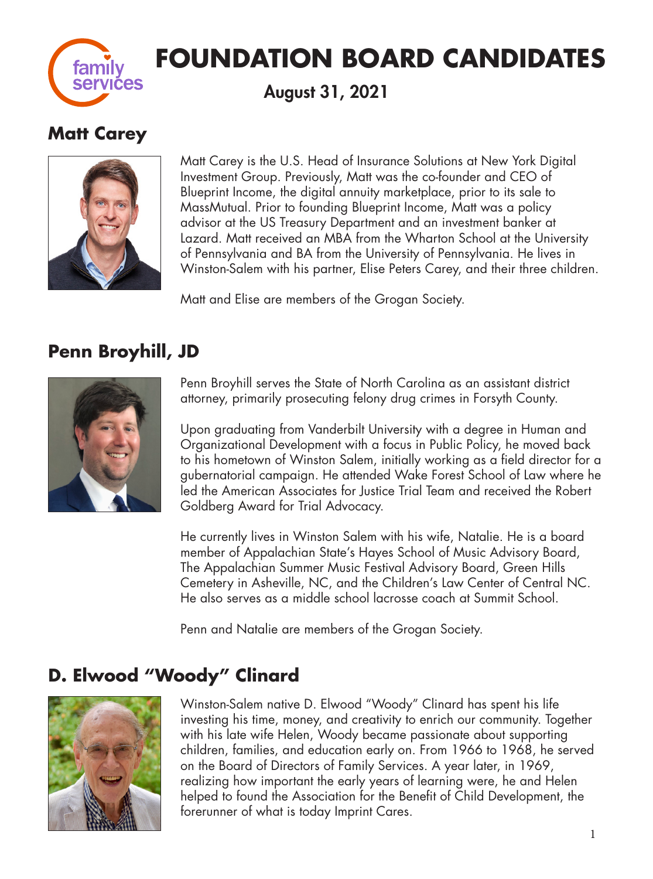# FOUNDATION BOARD CANDIDATES

## August 31, 2021

### Matt Carey

Matt Carey is the U.S. Head of Insurance Solutions at New York Digital Investment Group. Previously, Matt was the co-founder and CEO of Blueprint Income, the digital annuity marketplace, prior to its sale to MassMutual. Prior to founding Blueprint Income, Matt was a policy advisor at the US Treasury Department and an investment banker at Lazard. Matt received an MBA from the Wharton School at the University of Pennsylvania and BA from the University of Pennsylvania. He lives in Winston-Salem with his partner, Elise Peters Carey, and their three children.

Matt and Elise are members of the Grogan Society.

### Penn Broyhill, JD

Penn Broyhill serves the State of North Carolina as an assistant district attorney, primarily prosecuting felony drug crimes in Forsyth County.

Upon graduating from Vanderbilt University with a degree in Human and Organizational Development with a focus in Public Policy, he moved back to his hometown of Winston Salem, initially working as a field director for a gubernatorial campaign. He attended Wake Forest School of Law where he led the American Associates for Justice Trial Team and received the Robert Goldberg Award for Trial Advocacy.

He currently lives in Winston Salem with his wife, Natalie. He is a board member of Appalachian State's Hayes School of Music Advisory Board, The Appalachian Summer Music Festival Advisory Board, Green Hills Cemetery in Asheville, NC, and the Children's Law Center of Central NC. He also serves as a middle school lacrosse coach at Summit School.

Penn and Natalie are members of the Grogan Society.

### D. Elwood "Woody" Clinard

Winston-Salem native D. Elwood "Woody" Clinard has spent his life investing his time, money, and creativity to enrich our community. Together with his late wife Helen, Woody became passionate about supporting children, families, and education early on. From 1966 to 1968, he served on the Board of Directors of Family Services. A year later, in 1969, realizing how important the early years of learning were, he and Helen helped to found the Association for the Benefit of Child Development, the forerunner of what is today Imprint Cares.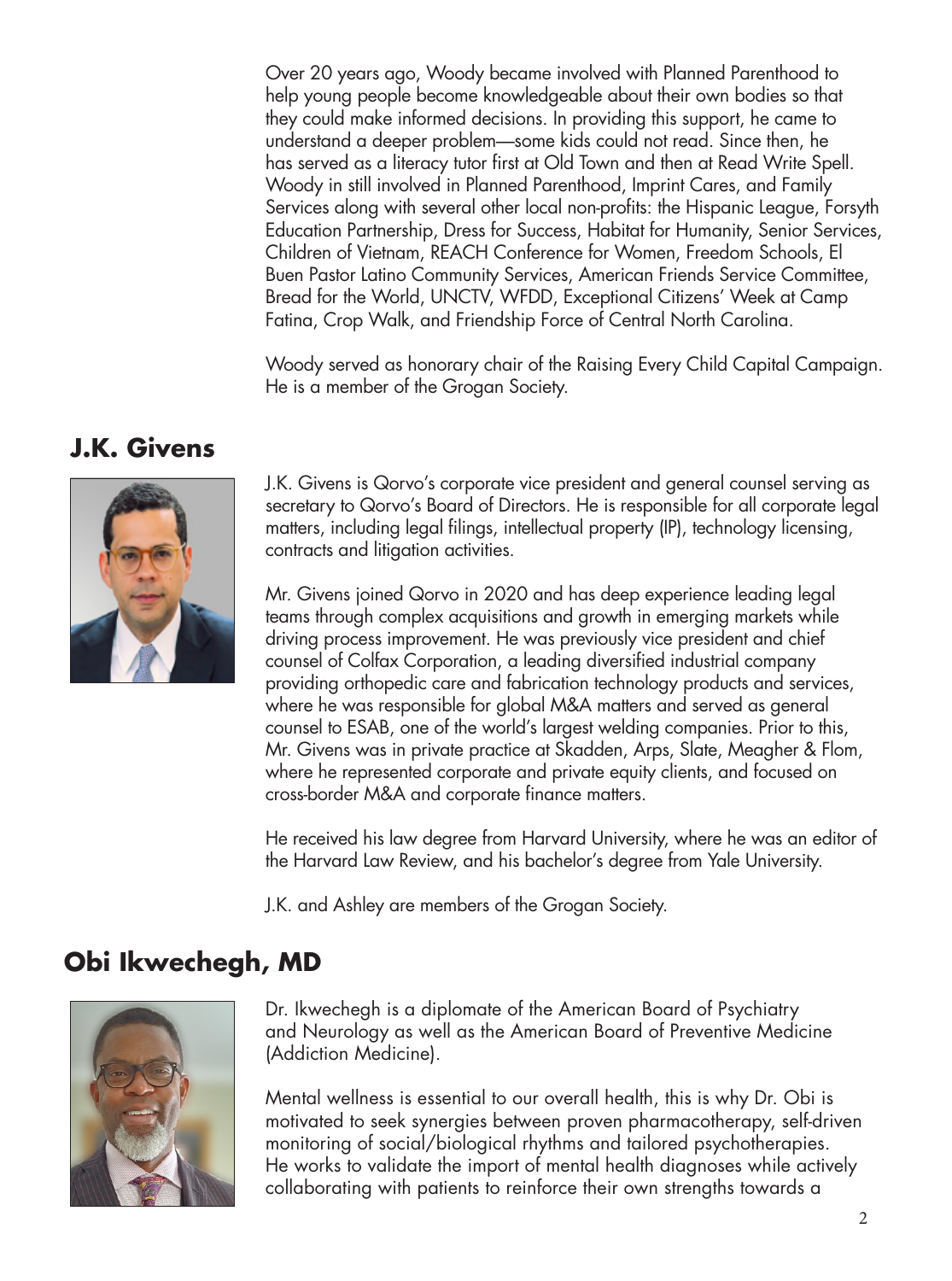Over 20 years ago, Woody became involved with Planned Parenthood to help young people become knowledgeable about their own bodies so that they could make informed decisions. In providing this support, he came to understand a deeper problem—some kids could not read. Since then, he has served as a literacy tutor first at Old Town and then at Read Write Spell. Woody in still involved in Planned Parenthood, Imprint Cares, and Family Services along with several other local non-profits: the Hispanic League, Forsyth Education Partnership, Dress for Success, Habitat for Humanity, Senior Services, Children of Vietnam, REACH Conference for Women, Freedom Schools, El Buen Pastor Latino Community Services, American Friends Service Committee, Bread for the World, UNCTV, WFDD, Exceptional Citizens' Week at Camp Fatina, Crop Walk, and Friendship Force of Central North Carolina.

Woody served as honorary chair of the Raising Every Child Capital Campaign. He is a member of the Grogan Society.

## J.K. Givens

J.K. Givens is Qorvo's corporate vice president and general counsel serving as secretary to Qorvo's Board of Directors. He is responsible for all corporate legal matters, including legal filings, intellectual property (IP), technology licensing, contracts and litigation activities.

Mr. Givens joined Qorvo in 2020 and has deep experience leading legal teams through complex acquisitions and growth in emerging markets while driving process improvement. He was previously vice president and chief counsel of Colfax Corporation, a leading diversified industrial company providing orthopedic care and fabrication technology products and services, where he was responsible for global M&A matters and served as general counsel to ESAB, one of the world's largest welding companies. Prior to this, Mr. Givens was in private practice at Skadden, Arps, Slate, Meagher & Flom, where he represented corporate and private equity clients, and focused on cross-border M&A and corporate finance matters.

He received his law degree from Harvard University, where he was an editor of the Harvard Law Review, and his bachelor's degree from Yale University.

J.K. and Ashley are members of the Grogan Society.

## Obi Ikwechegh, MD

Dr. Ikwechegh is a diplomate of the American Board of Psychiatry and Neurology as well as the American Board of Preventive Medicine (Addiction Medicine).

Mental wellness is essential to our overall health, this is why Dr. Obi is motivated to seek synergies between proven pharmacotherapy, self-driven monitoring of social/biological rhythms and tailored psychotherapies. He works to validate the import of mental health diagnoses while actively collaborating with patients to reinforce their own strengths towards a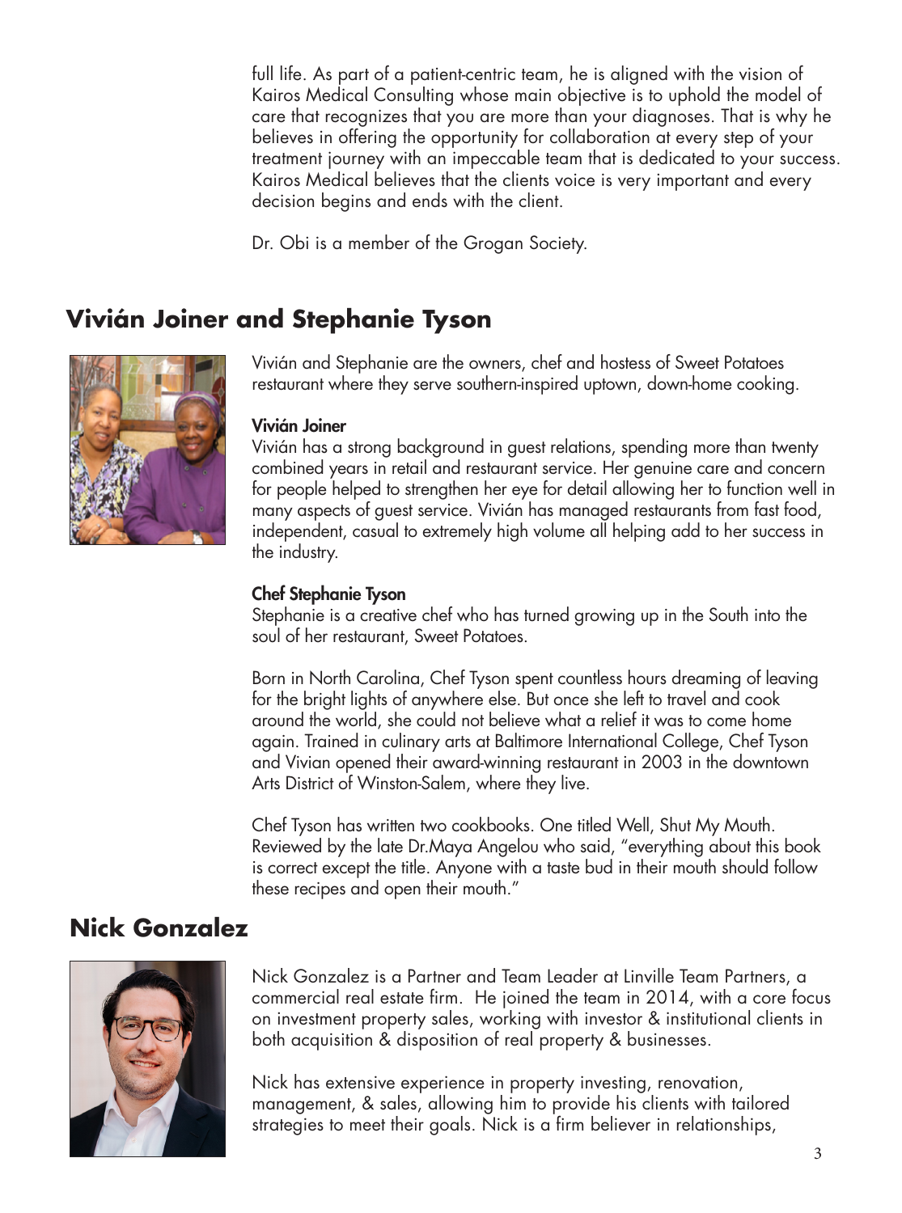full life. As part of a patient-centric team, he is aligned with the vision of Kairos Medical Consulting whose main objective is to uphold the model of care that recognizes that you are more than your diagnoses. That is why he believes in offering the opportunity for collaboration at every step of your treatment journey with an impeccable team that is dedicated to your success. Kairos Medical believes that the clients voice is very important and every decision begins and ends with the client.

Dr. Obi is a member of the Grogan Society.

## Vivián Joiner and Stephanie Tyson

Vivián and Stephanie are the owners, chef and hostess of Sweet Potatoes restaurant where they serve southern-inspired uptown, down-home cooking.

**Vivián Joiner**

Vivián has a strong background in guest relations, spending more than twenty combined years in retail and restaurant service. Her genuine care and concern for people helped to strengthen her eye for detail allowing her to function well in many aspects of guest service. Vivián has managed restaurants from fast food, independent, casual to extremely high volume all helping add to her success in the industry.

**Chef Stephanie Tyson**

Stephanie is a creative chef who has turned growing up in the South into the soul of her restaurant, Sweet Potatoes.

Born in North Carolina, Chef Tyson spent countless hours dreaming of leaving for the bright lights of anywhere else. But once she left to travel and cook around the world, she could not believe what a relief it was to come home again. Trained in culinary arts at Baltimore International College, Chef Tyson and Vivian opened their award-winning restaurant in 2003 in the downtown Arts District of Winston-Salem, where they live.

Chef Tyson has written two cookbooks. One titled Well, Shut My Mouth. Reviewed by the late Dr.Maya Angelou who said, "everything about this book is correct except the title. Anyone with a taste bud in their mouth should follow these recipes and open their mouth."

## Nick Gonzalez

Nick Gonzalez is a Partner and Team Leader at Linville Team Partners, a commercial real estate firm. He joined the team in 2014, with a core focus on investment property sales, working with investor & institutional clients in both acquisition & disposition of real property & businesses.

Nick has extensive experience in property investing, renovation, management, & sales, allowing him to provide his clients with tailored strategies to meet their goals. Nick is a firm believer in relationships,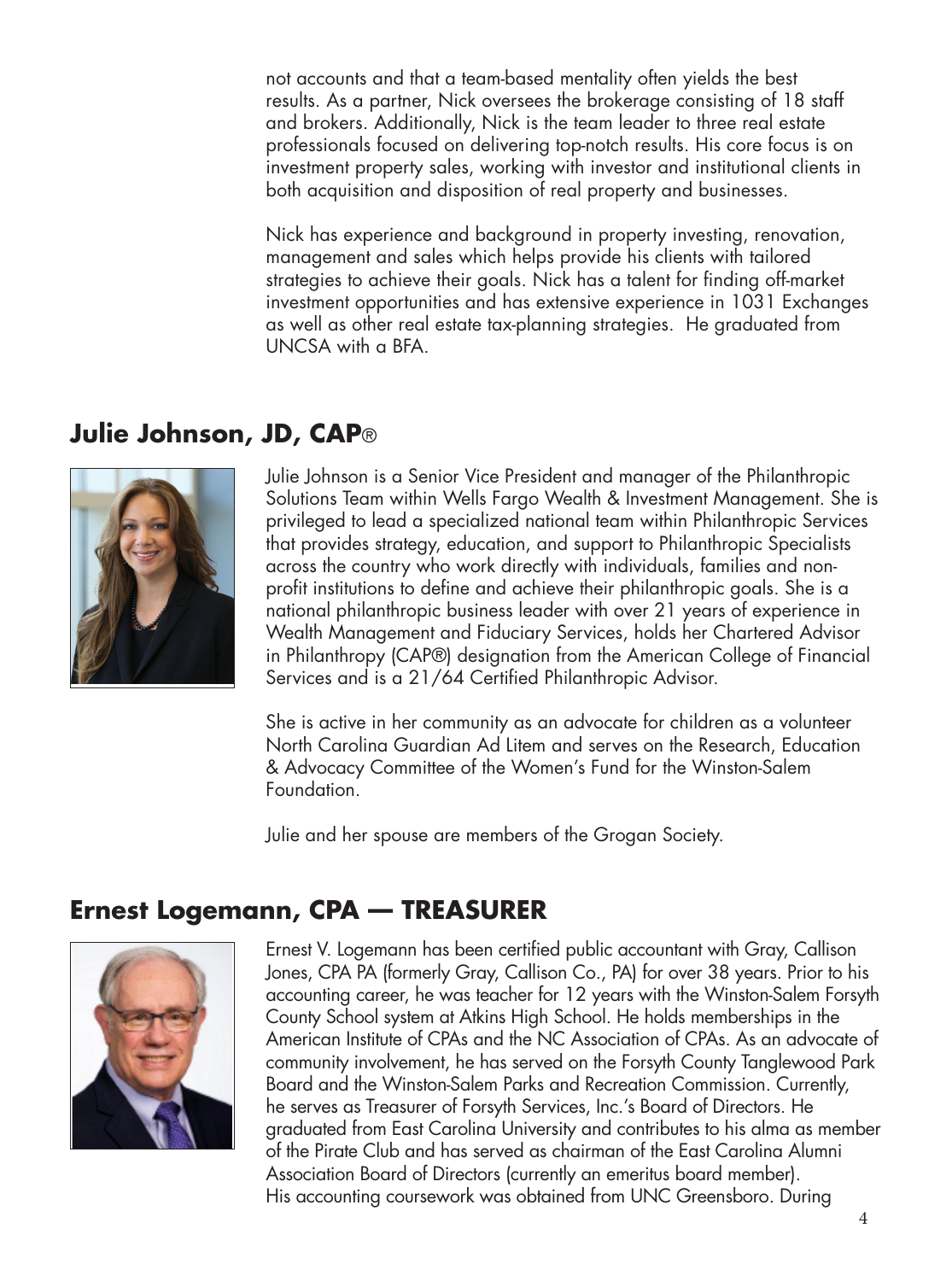not accounts and that a team-based mentality often yields the best results. As a partner, Nick oversees the brokerage consisting of 18 staff and brokers. Additionally, Nick is the team leader to three real estate professionals focused on delivering top-notch results. His core focus is on investment property sales, working with investor and institutional clients in both acquisition and disposition of real property and businesses.

Nick has experience and background in property investing, renovation, management and sales which helps provide his clients with tailored strategies to achieve their goals. Nick has a talent for finding off-market investment opportunities and has extensive experience in 1031 Exchanges as well as other real estate tax-planning strategies. He graduated from UNCSA with a BFA.

## Julie Johnson, JD, CAP®

Julie Johnson is a Senior Vice President and manager of the Philanthropic Solutions Team within Wells Fargo Wealth & Investment Management. She is privileged to lead a specialized national team within Philanthropic Services that provides strategy, education, and support to Philanthropic Specialists across the country who work directly with individuals, families and non-profit institutions to define and achieve their philanthropic goals. She is a national philanthropic business leader with over 21 years of experience in Wealth Management and Fiduciary Services, holds her Chartered Advisor in Philanthropy (CAP®) designation from the American College of Financial Services and is a 21/64 Certified Philanthropic Advisor.

She is active in her community as an advocate for children as a volunteer North Carolina Guardian Ad Litem and serves on the Research, Education & Advocacy Committee of the Women's Fund for the Winston-Salem Foundation.

Julie and her spouse are members of the Grogan Society.

## Ernest Logemann, CPA — TREASURER

Ernest V. Logemann has been certified public accountant with Gray, Callison Jones, CPA PA (formerly Gray, Callison Co., PA) for over 38 years. Prior to his accounting career, he was teacher for 12 years with the Winston-Salem Forsyth County School system at Atkins High School. He holds memberships in the American Institute of CPAs and the NC Association of CPAs. As an advocate of community involvement, he has served on the Forsyth County Tanglewood Park Board and the Winston-Salem Parks and Recreation Commission. Currently, he serves as Treasurer of Forsyth Services, Inc.'s Board of Directors. He graduated from East Carolina University and contributes to his alma as member of the Pirate Club and has served as chairman of the East Carolina Alumni Association Board of Directors (currently an emeritus board member). His accounting coursework was obtained from UNC Greensboro. During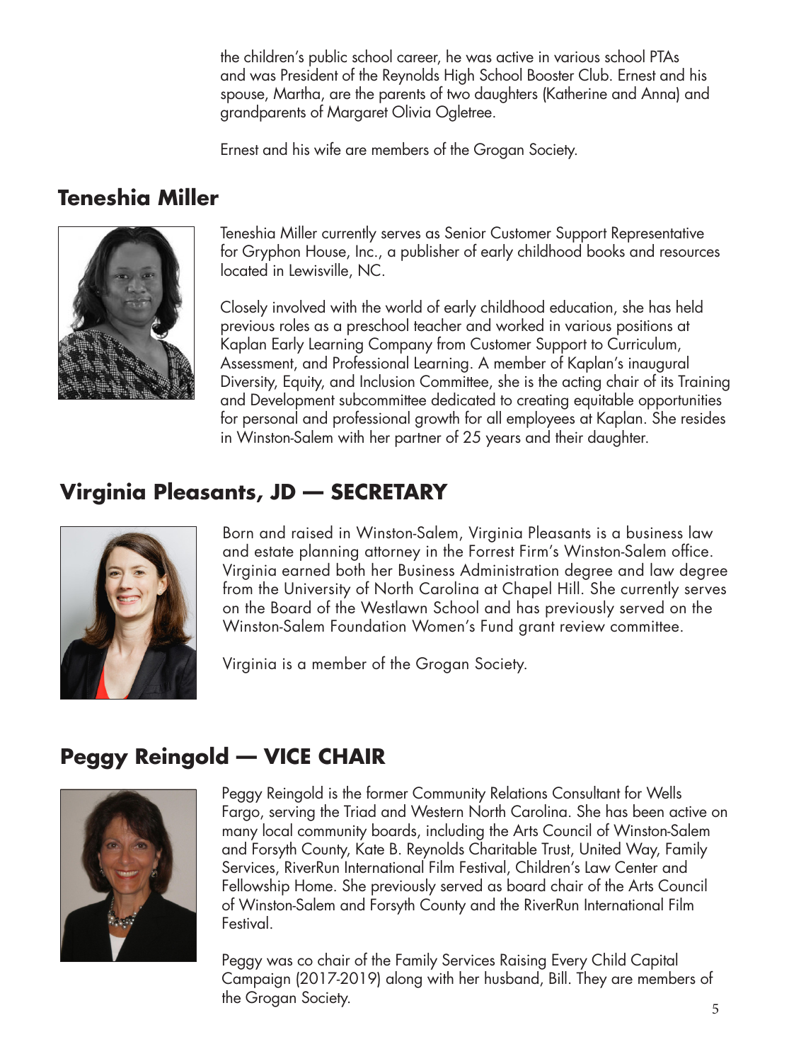the children's public school career, he was active in various school PTAs and was President of the Reynolds High School Booster Club. Ernest and his spouse, Martha, are the parents of two daughters (Katherine and Anna) and grandparents of Margaret Olivia Ogletree.

Ernest and his wife are members of the Grogan Society.

## Teneshia Miller

Teneshia Miller currently serves as Senior Customer Support Representative for Gryphon House, Inc., a publisher of early childhood books and resources located in Lewisville, NC.

Closely involved with the world of early childhood education, she has held previous roles as a preschool teacher and worked in various positions at Kaplan Early Learning Company from Customer Support to Curriculum, Assessment, and Professional Learning. A member of Kaplan's inaugural Diversity, Equity, and Inclusion Committee, she is the acting chair of its Training and Development subcommittee dedicated to creating equitable opportunities for personal and professional growth for all employees at Kaplan. She resides in Winston-Salem with her partner of 25 years and their daughter.

## Virginia Pleasants, JD — SECRETARY

Born and raised in Winston-Salem, Virginia Pleasants is a business law and estate planning attorney in the Forrest Firm's Winston-Salem office. Virginia earned both her Business Administration degree and law degree from the University of North Carolina at Chapel Hill. She currently serves on the Board of the Westlawn School and has previously served on the Winston-Salem Foundation Women's Fund grant review committee.

Virginia is a member of the Grogan Society.

## Peggy Reingold — VICE CHAIR

Peggy Reingold is the former Community Relations Consultant for Wells Fargo, serving the Triad and Western North Carolina. She has been active on many local community boards, including the Arts Council of Winston-Salem and Forsyth County, Kate B. Reynolds Charitable Trust, United Way, Family Services, RiverRun International Film Festival, Children's Law Center and Fellowship Home. She previously served as board chair of the Arts Council of Winston-Salem and Forsyth County and the RiverRun International Film Festival.

Peggy was co chair of the Family Services Raising Every Child Capital Campaign (2017-2019) along with her husband, Bill. They are members of the Grogan Society.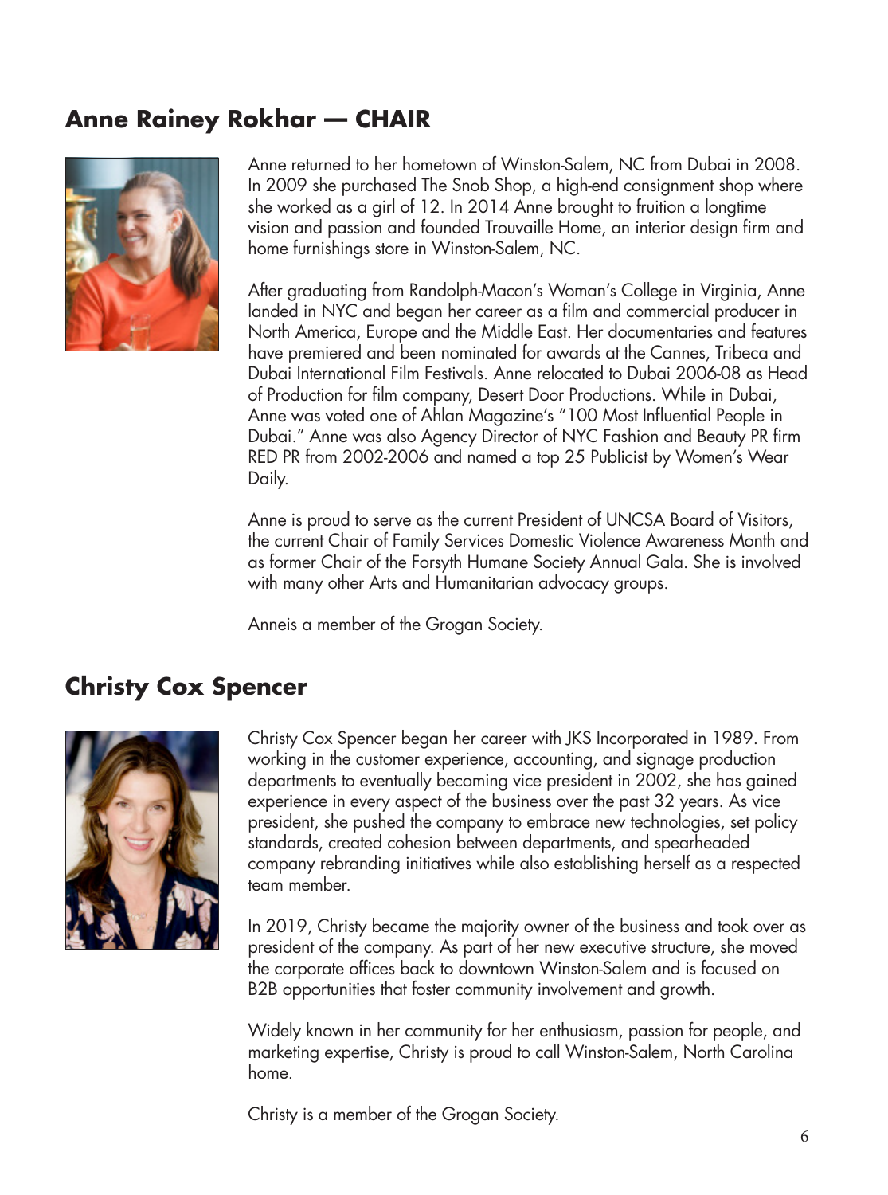## Anne Rainey Rokhar — CHAIR

Anne returned to her hometown of Winston-Salem, NC from Dubai in 2008. In 2009 she purchased The Snob Shop, a high-end consignment shop where she worked as a girl of 12. In 2014 Anne brought to fruition a longtime vision and passion and founded Trouvaille Home, an interior design firm and home furnishings store in Winston-Salem, NC.

After graduating from Randolph-Macon's Woman's College in Virginia, Anne landed in NYC and began her career as a film and commercial producer in North America, Europe and the Middle East. Her documentaries and features have premiered and been nominated for awards at the Cannes, Tribeca and Dubai International Film Festivals. Anne relocated to Dubai 2006-08 as Head of Production for film company, Desert Door Productions. While in Dubai, Anne was voted one of Ahlan Magazine's "100 Most Influential People in Dubai." Anne was also Agency Director of NYC Fashion and Beauty PR firm RED PR from 2002-2006 and named a top 25 Publicist by Women's Wear Daily.

Anne is proud to serve as the current President of UNCSA Board of Visitors, the current Chair of Family Services Domestic Violence Awareness Month and as former Chair of the Forsyth Humane Society Annual Gala. She is involved with many other Arts and Humanitarian advocacy groups.

Anneis a member of the Grogan Society.

## Christy Cox Spencer

Christy Cox Spencer began her career with JKS Incorporated in 1989. From working in the customer experience, accounting, and signage production departments to eventually becoming vice president in 2002, she has gained experience in every aspect of the business over the past 32 years. As vice president, she pushed the company to embrace new technologies, set policy standards, created cohesion between departments, and spearheaded company rebranding initiatives while also establishing herself as a respected team member.

In 2019, Christy became the majority owner of the business and took over as president of the company. As part of her new executive structure, she moved the corporate offices back to downtown Winston-Salem and is focused on B2B opportunities that foster community involvement and growth.

Widely known in her community for her enthusiasm, passion for people, and marketing expertise, Christy is proud to call Winston-Salem, North Carolina home.

Christy is a member of the Grogan Society.